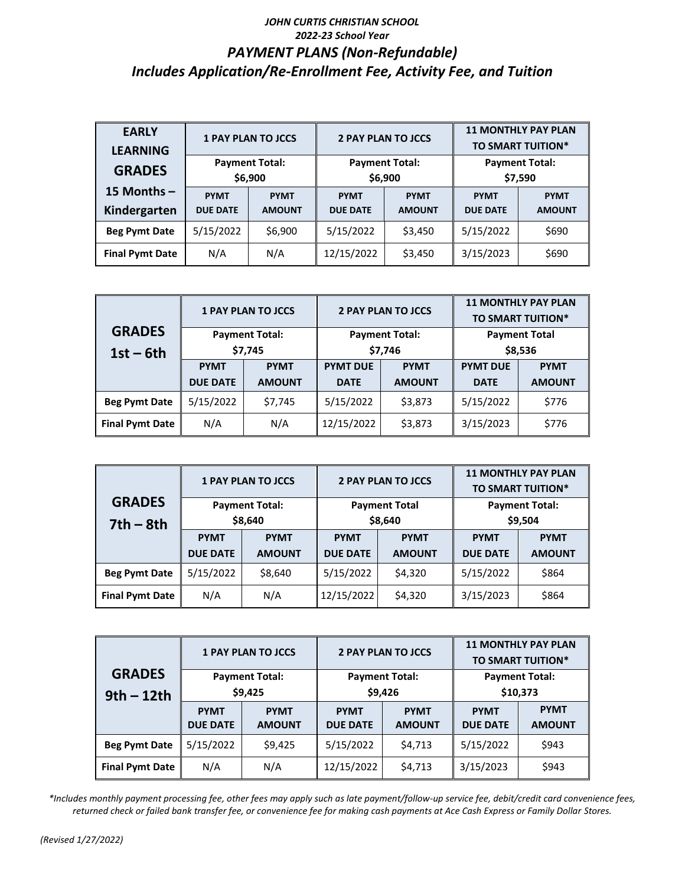***JOHN CURTIS CHRISTIAN SCHOOL***

***2022-23 School Year***

# *PAYMENT PLANS (Non-Refundable)*

## *Includes Application/Re-Enrollment Fee, Activity Fee, and Tuition*

| EARLY LEARNING GRADES 15 Months – Kindergarten | 1 PAY PLAN TO JCCS | | 2 PAY PLAN TO JCCS | | 11 MONTHLY PAY PLAN TO SMART TUITION* | |
|---|---|---|---|---|---|---|
| | Payment Total: $6,900 | | Payment Total: $6,900 | | Payment Total: $7,590 | |
| | PYMT DUE DATE | PYMT AMOUNT | PYMT DUE DATE | PYMT AMOUNT | PYMT DUE DATE | PYMT AMOUNT |
| **Beg Pymt Date** | 5/15/2022 | $6,900 | 5/15/2022 | $3,450 | 5/15/2022 | $690 |
| **Final Pymt Date** | N/A | N/A | 12/15/2022 | $3,450 | 3/15/2023 | $690 |

| GRADES 1st – 6th | 1 PAY PLAN TO JCCS | | 2 PAY PLAN TO JCCS | | 11 MONTHLY PAY PLAN TO SMART TUITION* | |
|---|---|---|---|---|---|---|
| | Payment Total: $7,745 | | Payment Total: $7,746 | | Payment Total $8,536 | |
| | PYMT DUE DATE | PYMT AMOUNT | PYMT DUE DATE | PYMT AMOUNT | PYMT DUE DATE | PYMT AMOUNT |
| **Beg Pymt Date** | 5/15/2022 | $7,745 | 5/15/2022 | $3,873 | 5/15/2022 | $776 |
| **Final Pymt Date** | N/A | N/A | 12/15/2022 | $3,873 | 3/15/2023 | $776 |

| GRADES 7th – 8th | 1 PAY PLAN TO JCCS | | 2 PAY PLAN TO JCCS | | 11 MONTHLY PAY PLAN TO SMART TUITION* | |
|---|---|---|---|---|---|---|
| | Payment Total: $8,640 | | Payment Total $8,640 | | Payment Total: $9,504 | |
| | PYMT DUE DATE | PYMT AMOUNT | PYMT DUE DATE | PYMT AMOUNT | PYMT DUE DATE | PYMT AMOUNT |
| **Beg Pymt Date** | 5/15/2022 | $8,640 | 5/15/2022 | $4,320 | 5/15/2022 | $864 |
| **Final Pymt Date** | N/A | N/A | 12/15/2022 | $4,320 | 3/15/2023 | $864 |

| GRADES 9th – 12th | 1 PAY PLAN TO JCCS | | 2 PAY PLAN TO JCCS | | 11 MONTHLY PAY PLAN TO SMART TUITION* | |
|---|---|---|---|---|---|---|
| | Payment Total: $9,425 | | Payment Total: $9,426 | | Payment Total: $10,373 | |
| | PYMT DUE DATE | PYMT AMOUNT | PYMT DUE DATE | PYMT AMOUNT | PYMT DUE DATE | PYMT AMOUNT |
| **Beg Pymt Date** | 5/15/2022 | $9,425 | 5/15/2022 | $4,713 | 5/15/2022 | $943 |
| **Final Pymt Date** | N/A | N/A | 12/15/2022 | $4,713 | 3/15/2023 | $943 |

*\*Includes monthly payment processing fee, other fees may apply such as late payment/follow-up service fee, debit/credit card convenience fees, returned check or failed bank transfer fee, or convenience fee for making cash payments at Ace Cash Express or Family Dollar Stores.*

*(Revised 1/27/2022)*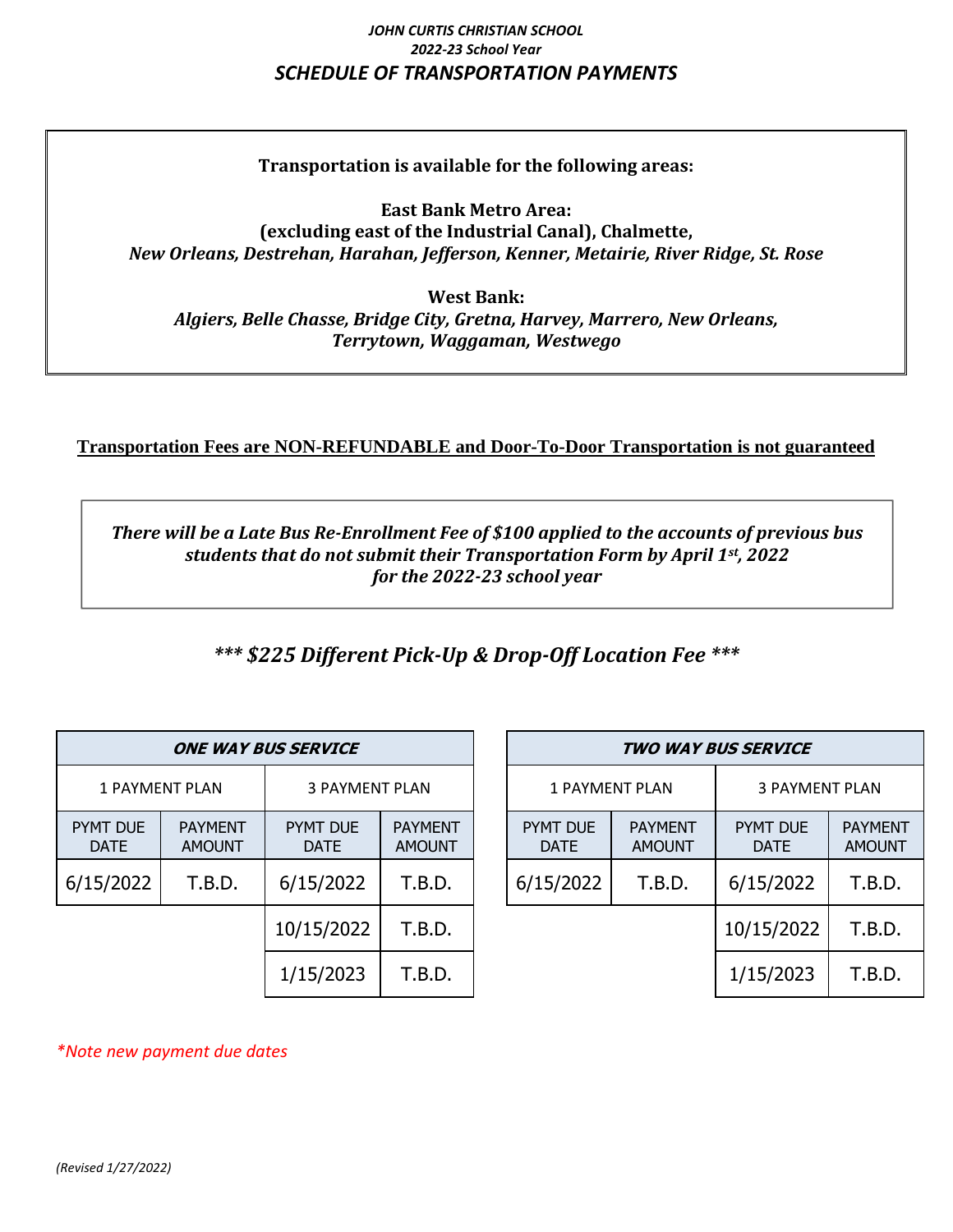***JOHN CURTIS CHRISTIAN SCHOOL***
***2022-23 School Year***

## *SCHEDULE OF TRANSPORTATION PAYMENTS*

**Transportation is available for the following areas:**

**East Bank Metro Area:**
**(excluding east of the Industrial Canal), Chalmette,**
***New Orleans, Destrehan, Harahan, Jefferson, Kenner, Metairie, River Ridge, St. Rose***

**West Bank:**
***Algiers, Belle Chasse, Bridge City, Gretna, Harvey, Marrero, New Orleans, Terrytown, Waggaman, Westwego***

**Transportation Fees are NON-REFUNDABLE and Door-To-Door Transportation is not guaranteed**

***There will be a Late Bus Re-Enrollment Fee of $100 applied to the accounts of previous bus students that do not submit their Transportation Form by April 1st, 2022 for the 2022-23 school year***

### *** $225 Different Pick-Up & Drop-Off Location Fee ***

| ***ONE WAY BUS SERVICE*** | | | |
|---|---|---|---|
| 1 PAYMENT PLAN | | 3 PAYMENT PLAN | |
| PYMT DUE DATE | PAYMENT AMOUNT | PYMT DUE DATE | PAYMENT AMOUNT |
| 6/15/2022 | T.B.D. | 6/15/2022 | T.B.D. |
| | | 10/15/2022 | T.B.D. |
| | | 1/15/2023 | T.B.D. |

| ***TWO WAY BUS SERVICE*** | | | |
|---|---|---|---|
| 1 PAYMENT PLAN | | 3 PAYMENT PLAN | |
| PYMT DUE DATE | PAYMENT AMOUNT | PYMT DUE DATE | PAYMENT AMOUNT |
| 6/15/2022 | T.B.D. | 6/15/2022 | T.B.D. |
| | | 10/15/2022 | T.B.D. |
| | | 1/15/2023 | T.B.D. |

*Note new payment due dates

*(Revised 1/27/2022)*